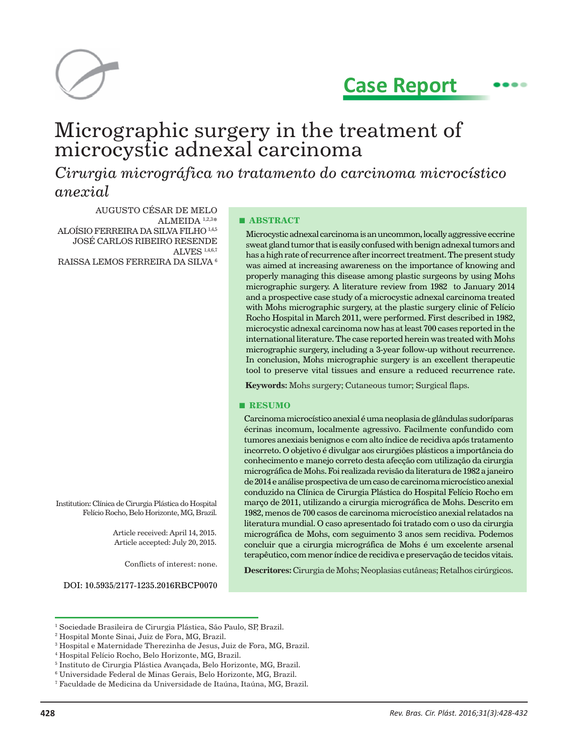Case Report

# Micrographic surgery in the treatment of microcystic adnexal carcinoma

## *Cirurgia micrográfica no tratamento do carcinoma microcístico anexial*

AUGUSTO CÉSAR DE MELO ALMEIDA [1,2,3]*
ALOÍSIO FERREIRA DA SILVA FILHO [1,4,5]
JOSÉ CARLOS RIBEIRO RESENDE ALVES [1,4,6,7]
RAISSA LEMOS FERREIRA DA SILVA [6]

Institution: Clínica de Cirurgia Plástica do Hospital Felício Rocho, Belo Horizonte, MG, Brazil.

Article received: April 14, 2015.
Article accepted: July 20, 2015.

Conflicts of interest: none.

DOI: 10.5935/2177-1235.2016RBCP0070

### ■ ABSTRACT

Microcystic adnexal carcinoma is an uncommon, locally aggressive eccrine sweat gland tumor that is easily confused with benign adnexal tumors and has a high rate of recurrence after incorrect treatment. The present study was aimed at increasing awareness on the importance of knowing and properly managing this disease among plastic surgeons by using Mohs micrographic surgery. A literature review from 1982 to January 2014 and a prospective case study of a microcystic adnexal carcinoma treated with Mohs micrographic surgery, at the plastic surgery clinic of Felício Rocho Hospital in March 2011, were performed. First described in 1982, microcystic adnexal carcinoma now has at least 700 cases reported in the international literature. The case reported herein was treated with Mohs micrographic surgery, including a 3-year follow-up without recurrence. In conclusion, Mohs micrographic surgery is an excellent therapeutic tool to preserve vital tissues and ensure a reduced recurrence rate.

**Keywords**: Mohs surgery; Cutaneous tumor; Surgical flaps.

### ■ RESUMO

Carcinoma microcístico anexial é uma neoplasia de glândulas sudoríparas écrinas incomum, localmente agressivo. Facilmente confundido com tumores anexiais benignos e com alto índice de recidiva após tratamento incorreto. O objetivo é divulgar aos cirurgiões plásticos a importância do conhecimento e manejo correto desta afecção com utilização da cirurgia micrográfica de Mohs. Foi realizada revisão da literatura de 1982 a janeiro de 2014 e análise prospectiva de um caso de carcinoma microcístico anexial conduzido na Clínica de Cirurgia Plástica do Hospital Felício Rocho em março de 2011, utilizando a cirurgia micrográfica de Mohs. Descrito em 1982, menos de 700 casos de carcinoma microcístico anexial relatados na literatura mundial. O caso apresentado foi tratado com o uso da cirurgia micrográfica de Mohs, com seguimento 3 anos sem recidiva. Podemos concluir que a cirurgia micrográfica de Mohs é um excelente arsenal terapêutico, com menor índice de recidiva e preservação de tecidos vitais.

**Descritores:** Cirurgia de Mohs; Neoplasias cutâneas; Retalhos cirúrgicos.

---

[1] Sociedade Brasileira de Cirurgia Plástica, São Paulo, SP, Brazil.
[2] Hospital Monte Sinai, Juiz de Fora, MG, Brazil.
[3] Hospital e Maternidade Therezinha de Jesus, Juiz de Fora, MG, Brazil.
[4] Hospital Felício Rocho, Belo Horizonte, MG, Brazil.
[5] Instituto de Cirurgia Plástica Avançada, Belo Horizonte, MG, Brazil.
[6] Universidade Federal de Minas Gerais, Belo Horizonte, MG, Brazil.
[7] Faculdade de Medicina da Universidade de Itaúna, Itaúna, MG, Brazil.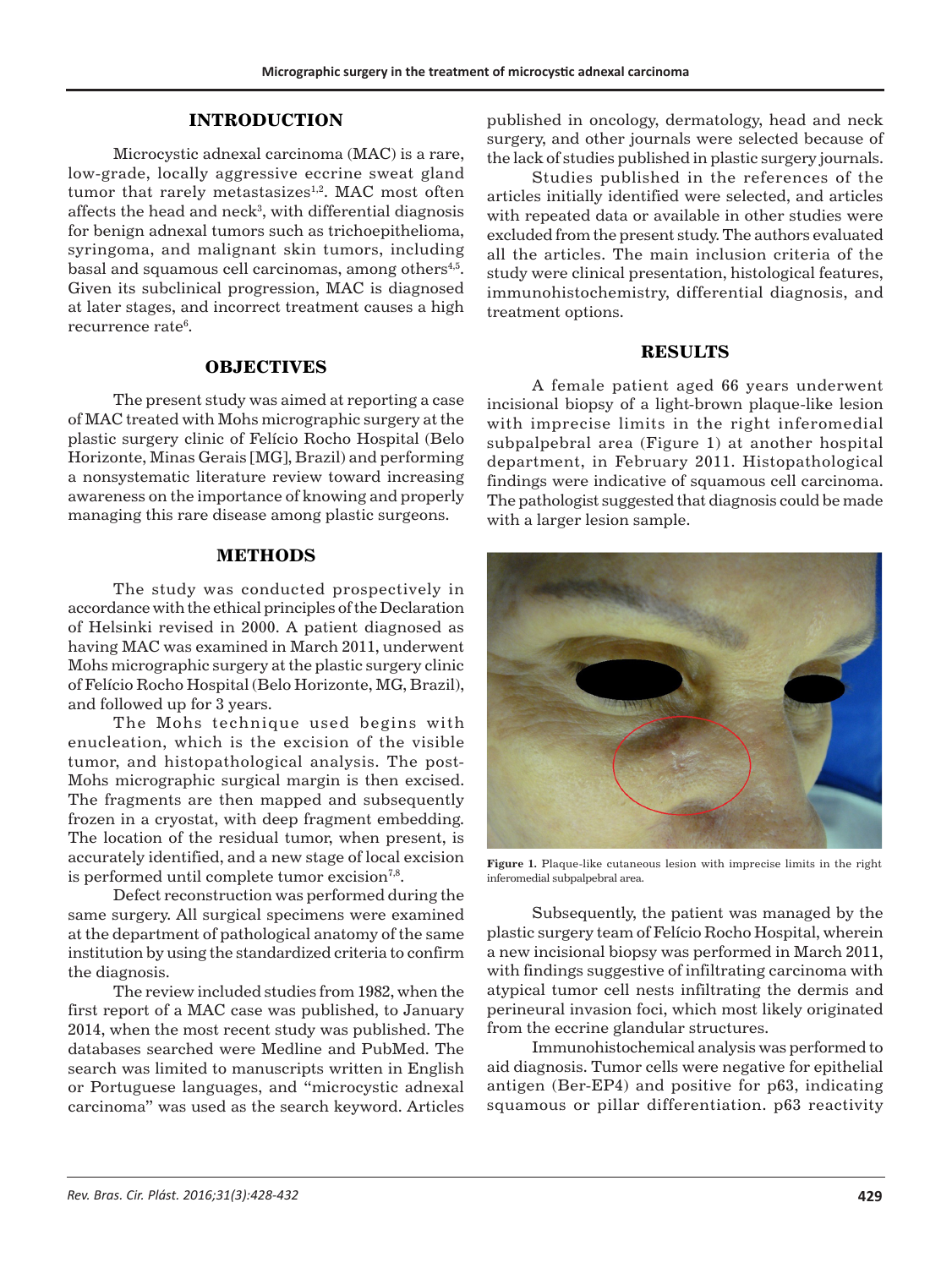## INTRODUCTION

Microcystic adnexal carcinoma (MAC) is a rare, low-grade, locally aggressive eccrine sweat gland tumor that rarely metastasizes[1,2]. MAC most often affects the head and neck[3], with differential diagnosis for benign adnexal tumors such as trichoepithelioma, syringoma, and malignant skin tumors, including basal and squamous cell carcinomas, among others[4,5]. Given its subclinical progression, MAC is diagnosed at later stages, and incorrect treatment causes a high recurrence rate[6].

## OBJECTIVES

The present study was aimed at reporting a case of MAC treated with Mohs micrographic surgery at the plastic surgery clinic of Felício Rocho Hospital (Belo Horizonte, Minas Gerais [MG], Brazil) and performing a nonsystematic literature review toward increasing awareness on the importance of knowing and properly managing this rare disease among plastic surgeons.

## METHODS

The study was conducted prospectively in accordance with the ethical principles of the Declaration of Helsinki revised in 2000. A patient diagnosed as having MAC was examined in March 2011, underwent Mohs micrographic surgery at the plastic surgery clinic of Felício Rocho Hospital (Belo Horizonte, MG, Brazil), and followed up for 3 years.

The Mohs technique used begins with enucleation, which is the excision of the visible tumor, and histopathological analysis. The post-Mohs micrographic surgical margin is then excised. The fragments are then mapped and subsequently frozen in a cryostat, with deep fragment embedding. The location of the residual tumor, when present, is accurately identified, and a new stage of local excision is performed until complete tumor excision[7,8].

Defect reconstruction was performed during the same surgery. All surgical specimens were examined at the department of pathological anatomy of the same institution by using the standardized criteria to confirm the diagnosis.

The review included studies from 1982, when the first report of a MAC case was published, to January 2014, when the most recent study was published. The databases searched were Medline and PubMed. The search was limited to manuscripts written in English or Portuguese languages, and "microcystic adnexal carcinoma" was used as the search keyword. Articles published in oncology, dermatology, head and neck surgery, and other journals were selected because of the lack of studies published in plastic surgery journals.

Studies published in the references of the articles initially identified were selected, and articles with repeated data or available in other studies were excluded from the present study. The authors evaluated all the articles. The main inclusion criteria of the study were clinical presentation, histological features, immunohistochemistry, differential diagnosis, and treatment options.

## RESULTS

A female patient aged 66 years underwent incisional biopsy of a light-brown plaque-like lesion with imprecise limits in the right inferomedial subpalpebral area (Figure 1) at another hospital department, in February 2011. Histopathological findings were indicative of squamous cell carcinoma. The pathologist suggested that diagnosis could be made with a larger lesion sample.

**Figure 1.** Plaque-like cutaneous lesion with imprecise limits in the right inferomedial subpalpebral area.

Subsequently, the patient was managed by the plastic surgery team of Felício Rocho Hospital, wherein a new incisional biopsy was performed in March 2011, with findings suggestive of infiltrating carcinoma with atypical tumor cell nests infiltrating the dermis and perineural invasion foci, which most likely originated from the eccrine glandular structures.

Immunohistochemical analysis was performed to aid diagnosis. Tumor cells were negative for epithelial antigen (Ber-EP4) and positive for p63, indicating squamous or pillar differentiation. p63 reactivity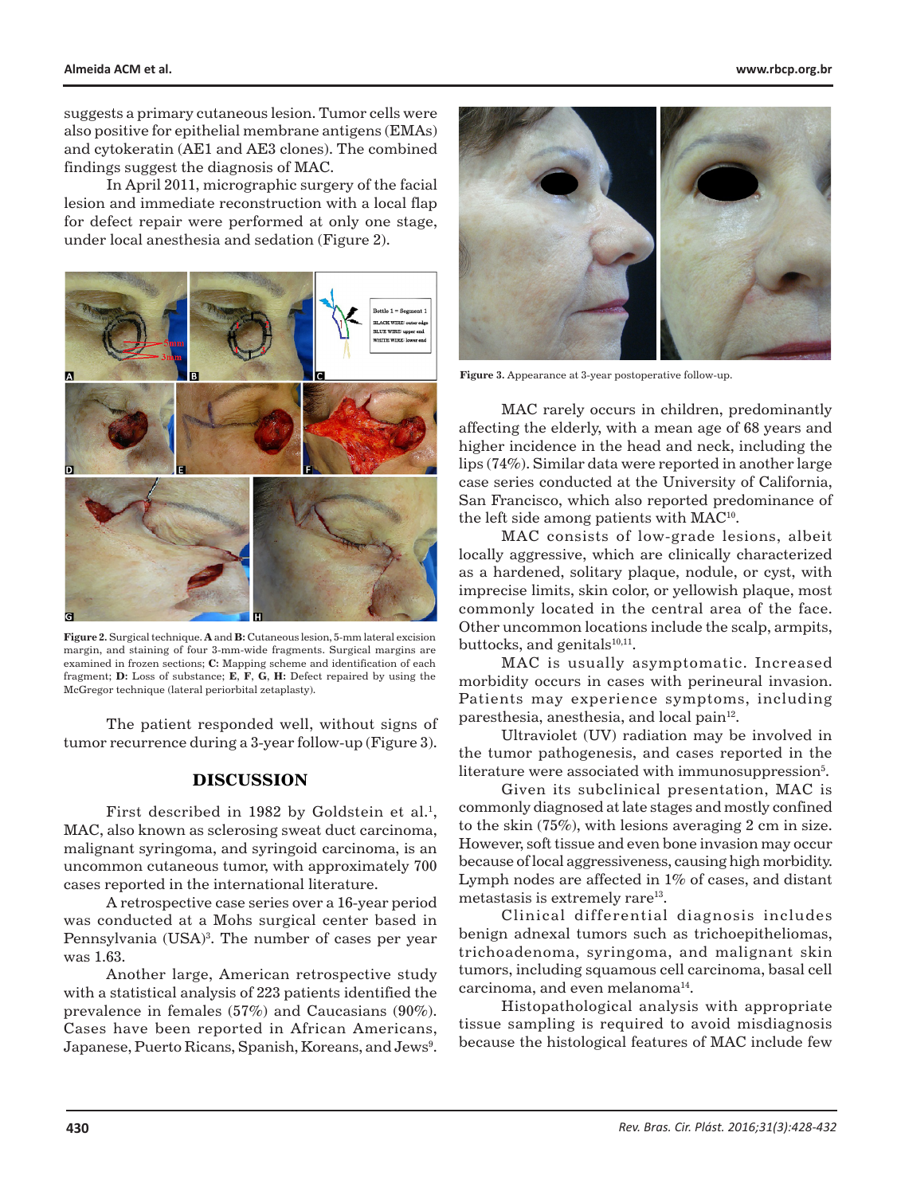suggests a primary cutaneous lesion. Tumor cells were also positive for epithelial membrane antigens (EMAs) and cytokeratin (AE1 and AE3 clones). The combined findings suggest the diagnosis of MAC.

In April 2011, micrographic surgery of the facial lesion and immediate reconstruction with a local flap for defect repair were performed at only one stage, under local anesthesia and sedation (Figure 2).

**Figure 2.** Surgical technique. **A** and **B:** Cutaneous lesion, 5-mm lateral excision margin, and staining of four 3-mm-wide fragments. Surgical margins are examined in frozen sections; **C:** Mapping scheme and identification of each fragment; **D:** Loss of substance; **E**, **F**, **G**, **H:** Defect repaired by using the McGregor technique (lateral periorbital zetaplasty).

The patient responded well, without signs of tumor recurrence during a 3-year follow-up (Figure 3).

## DISCUSSION

First described in 1982 by Goldstein et al.[1], MAC, also known as sclerosing sweat duct carcinoma, malignant syringoma, and syringoid carcinoma, is an uncommon cutaneous tumor, with approximately 700 cases reported in the international literature.

A retrospective case series over a 16-year period was conducted at a Mohs surgical center based in Pennsylvania (USA)[3]. The number of cases per year was 1.63.

Another large, American retrospective study with a statistical analysis of 223 patients identified the prevalence in females (57%) and Caucasians (90%). Cases have been reported in African Americans, Japanese, Puerto Ricans, Spanish, Koreans, and Jews[9].

**Figure 3.** Appearance at 3-year postoperative follow-up.

MAC rarely occurs in children, predominantly affecting the elderly, with a mean age of 68 years and higher incidence in the head and neck, including the lips (74%). Similar data were reported in another large case series conducted at the University of California, San Francisco, which also reported predominance of the left side among patients with MAC[10].

MAC consists of low-grade lesions, albeit locally aggressive, which are clinically characterized as a hardened, solitary plaque, nodule, or cyst, with imprecise limits, skin color, or yellowish plaque, most commonly located in the central area of the face. Other uncommon locations include the scalp, armpits, buttocks, and genitals[10,11].

MAC is usually asymptomatic. Increased morbidity occurs in cases with perineural invasion. Patients may experience symptoms, including paresthesia, anesthesia, and local pain[12].

Ultraviolet (UV) radiation may be involved in the tumor pathogenesis, and cases reported in the literature were associated with immunosuppression[5].

Given its subclinical presentation, MAC is commonly diagnosed at late stages and mostly confined to the skin (75%), with lesions averaging 2 cm in size. However, soft tissue and even bone invasion may occur because of local aggressiveness, causing high morbidity. Lymph nodes are affected in 1% of cases, and distant metastasis is extremely rare[13].

Clinical differential diagnosis includes benign adnexal tumors such as trichoepitheliomas, trichoadenoma, syringoma, and malignant skin tumors, including squamous cell carcinoma, basal cell carcinoma, and even melanoma[14].

Histopathological analysis with appropriate tissue sampling is required to avoid misdiagnosis because the histological features of MAC include few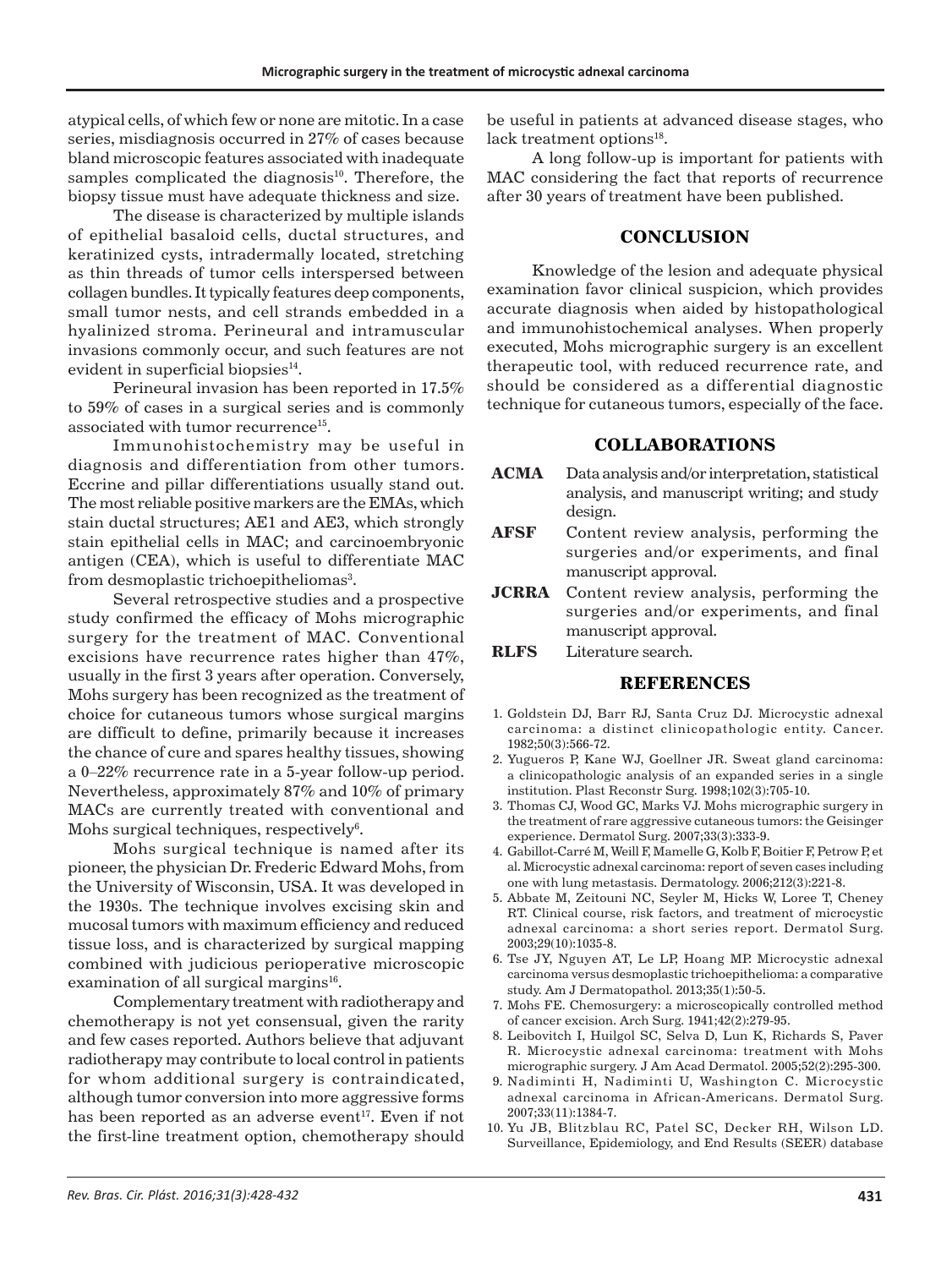atypical cells, of which few or none are mitotic. In a case series, misdiagnosis occurred in 27% of cases because bland microscopic features associated with inadequate samples complicated the diagnosis[10]. Therefore, the biopsy tissue must have adequate thickness and size.

The disease is characterized by multiple islands of epithelial basaloid cells, ductal structures, and keratinized cysts, intradermally located, stretching as thin threads of tumor cells interspersed between collagen bundles. It typically features deep components, small tumor nests, and cell strands embedded in a hyalinized stroma. Perineural and intramuscular invasions commonly occur, and such features are not evident in superficial biopsies[14].

Perineural invasion has been reported in 17.5% to 59% of cases in a surgical series and is commonly associated with tumor recurrence[15].

Immunohistochemistry may be useful in diagnosis and differentiation from other tumors. Eccrine and pillar differentiations usually stand out. The most reliable positive markers are the EMAs, which stain ductal structures; AE1 and AE3, which strongly stain epithelial cells in MAC; and carcinoembryonic antigen (CEA), which is useful to differentiate MAC from desmoplastic trichoepitheliomas[3].

Several retrospective studies and a prospective study confirmed the efficacy of Mohs micrographic surgery for the treatment of MAC. Conventional excisions have recurrence rates higher than 47%, usually in the first 3 years after operation. Conversely, Mohs surgery has been recognized as the treatment of choice for cutaneous tumors whose surgical margins are difficult to define, primarily because it increases the chance of cure and spares healthy tissues, showing a 0–22% recurrence rate in a 5-year follow-up period. Nevertheless, approximately 87% and 10% of primary MACs are currently treated with conventional and Mohs surgical techniques, respectively[6].

Mohs surgical technique is named after its pioneer, the physician Dr. Frederic Edward Mohs, from the University of Wisconsin, USA. It was developed in the 1930s. The technique involves excising skin and mucosal tumors with maximum efficiency and reduced tissue loss, and is characterized by surgical mapping combined with judicious perioperative microscopic examination of all surgical margins[16].

Complementary treatment with radiotherapy and chemotherapy is not yet consensual, given the rarity and few cases reported. Authors believe that adjuvant radiotherapy may contribute to local control in patients for whom additional surgery is contraindicated, although tumor conversion into more aggressive forms has been reported as an adverse event[17]. Even if not the first-line treatment option, chemotherapy should be useful in patients at advanced disease stages, who lack treatment options[18].

A long follow-up is important for patients with MAC considering the fact that reports of recurrence after 30 years of treatment have been published.

## CONCLUSION

Knowledge of the lesion and adequate physical examination favor clinical suspicion, which provides accurate diagnosis when aided by histopathological and immunohistochemical analyses. When properly executed, Mohs micrographic surgery is an excellent therapeutic tool, with reduced recurrence rate, and should be considered as a differential diagnostic technique for cutaneous tumors, especially of the face.

## COLLABORATIONS

**ACMA** Data analysis and/or interpretation, statistical analysis, and manuscript writing; and study design.

**AFSF** Content review analysis, performing the surgeries and/or experiments, and final manuscript approval.

**JCRRA** Content review analysis, performing the surgeries and/or experiments, and final manuscript approval.

**RLFS** Literature search.

## REFERENCES

1. Goldstein DJ, Barr RJ, Santa Cruz DJ. Microcystic adnexal carcinoma: a distinct clinicopathologic entity. Cancer. 1982;50(3):566-72.
2. Yugueros P, Kane WJ, Goellner JR. Sweat gland carcinoma: a clinicopathologic analysis of an expanded series in a single institution. Plast Reconstr Surg. 1998;102(3):705-10.
3. Thomas CJ, Wood GC, Marks VJ. Mohs micrographic surgery in the treatment of rare aggressive cutaneous tumors: the Geisinger experience. Dermatol Surg. 2007;33(3):333-9.
4. Gabillot-Carré M, Weill F, Mamelle G, Kolb F, Boitier F, Petrow P, et al. Microcystic adnexal carcinoma: report of seven cases including one with lung metastasis. Dermatology. 2006;212(3):221-8.
5. Abbate M, Zeitouni NC, Seyler M, Hicks W, Loree T, Cheney RT. Clinical course, risk factors, and treatment of microcystic adnexal carcinoma: a short series report. Dermatol Surg. 2003;29(10):1035-8.
6. Tse JY, Nguyen AT, Le LP, Hoang MP. Microcystic adnexal carcinoma versus desmoplastic trichoepithelioma: a comparative study. Am J Dermatopathol. 2013;35(1):50-5.
7. Mohs FE. Chemosurgery: a microscopically controlled method of cancer excision. Arch Surg. 1941;42(2):279-95.
8. Leibovitch I, Huilgol SC, Selva D, Lun K, Richards S, Paver R. Microcystic adnexal carcinoma: treatment with Mohs micrographic surgery. J Am Acad Dermatol. 2005;52(2):295-300.
9. Nadiminti H, Nadiminti U, Washington C. Microcystic adnexal carcinoma in African-Americans. Dermatol Surg. 2007;33(11):1384-7.
10. Yu JB, Blitzblau RC, Patel SC, Decker RH, Wilson LD. Surveillance, Epidemiology, and End Results (SEER) database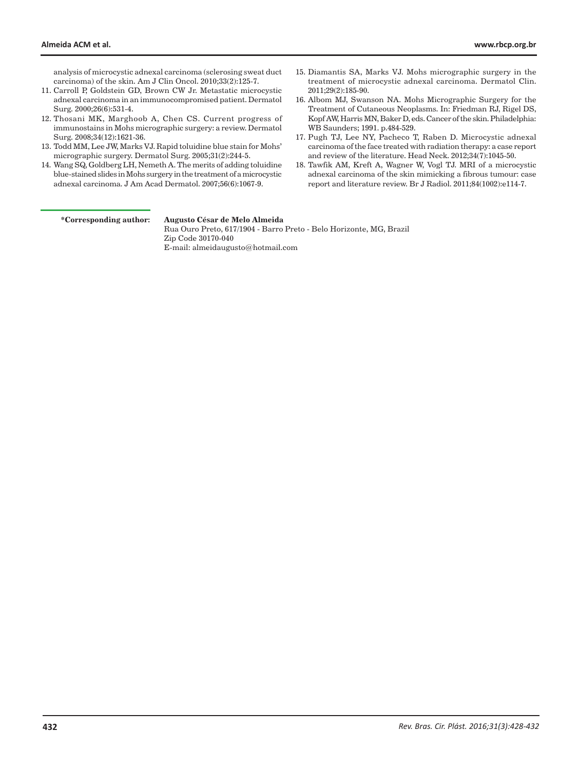analysis of microcystic adnexal carcinoma (sclerosing sweat duct carcinoma) of the skin. Am J Clin Oncol. 2010;33(2):125-7.

11. Carroll P, Goldstein GD, Brown CW Jr. Metastatic microcystic adnexal carcinoma in an immunocompromised patient. Dermatol Surg. 2000;26(6):531-4.
12. Thosani MK, Marghoob A, Chen CS. Current progress of immunostains in Mohs micrographic surgery: a review. Dermatol Surg. 2008;34(12):1621-36.
13. Todd MM, Lee JW, Marks VJ. Rapid toluidine blue stain for Mohs' micrographic surgery. Dermatol Surg. 2005;31(2):244-5.
14. Wang SQ, Goldberg LH, Nemeth A. The merits of adding toluidine blue-stained slides in Mohs surgery in the treatment of a microcystic adnexal carcinoma. J Am Acad Dermatol. 2007;56(6):1067-9.
15. Diamantis SA, Marks VJ. Mohs micrographic surgery in the treatment of microcystic adnexal carcinoma. Dermatol Clin. 2011;29(2):185-90.
16. Albom MJ, Swanson NA. Mohs Micrographic Surgery for the Treatment of Cutaneous Neoplasms. In: Friedman RJ, Rigel DS, Kopf AW, Harris MN, Baker D, eds. Cancer of the skin. Philadelphia: WB Saunders; 1991. p.484-529.
17. Pugh TJ, Lee NY, Pacheco T, Raben D. Microcystic adnexal carcinoma of the face treated with radiation therapy: a case report and review of the literature. Head Neck. 2012;34(7):1045-50.
18. Tawfik AM, Kreft A, Wagner W, Vogl TJ. MRI of a microcystic adnexal carcinoma of the skin mimicking a fibrous tumour: case report and literature review. Br J Radiol. 2011;84(1002):e114-7.

**\*Corresponding author:** **Augusto César de Melo Almeida**
Rua Ouro Preto, 617/1904 - Barro Preto - Belo Horizonte, MG, Brazil
Zip Code 30170-040
E-mail: almeidaugusto@hotmail.com